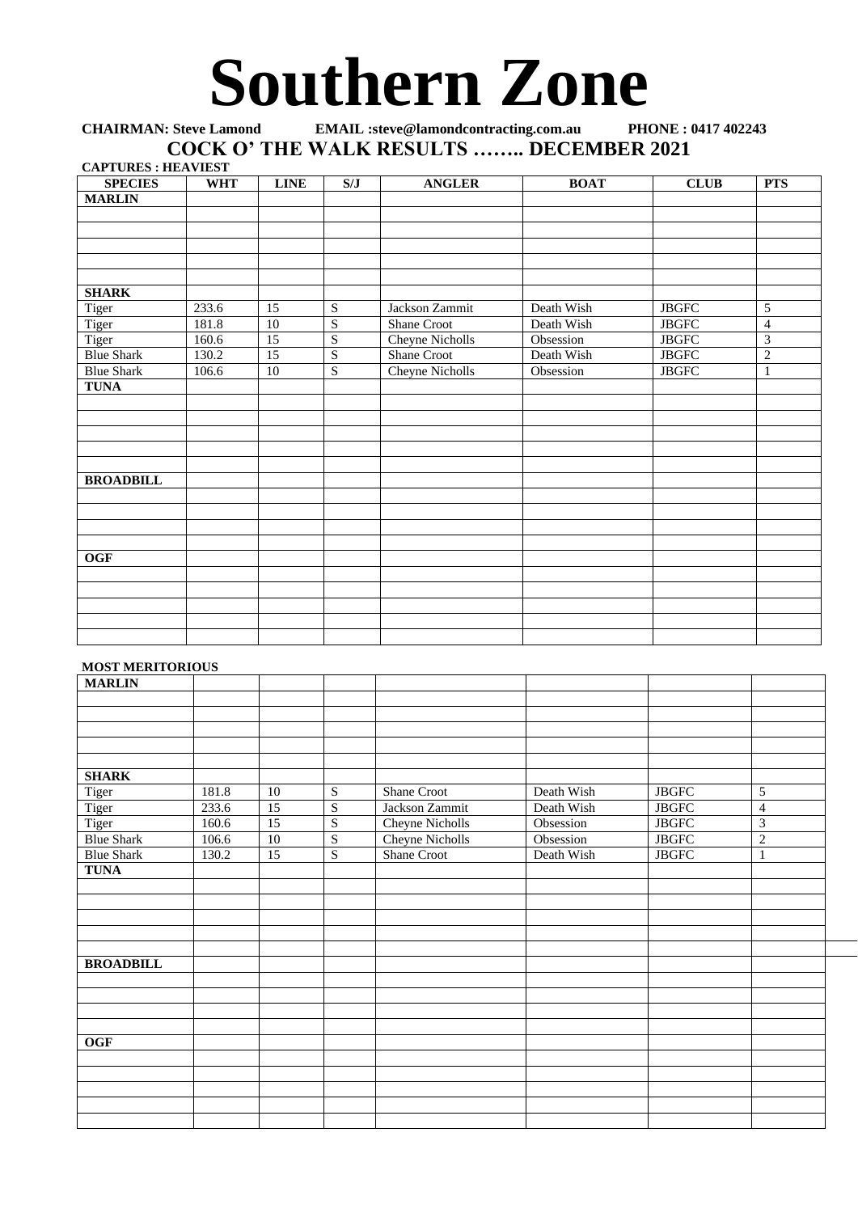# Southern Zone

**CHAIRMAN: Steve Lamond EMAIL :steve@lamondcontracting.com.au PHONE : 0417 402243**

## COCK O' THE WALK RESULTS …….. DECEMBER 2021

**CAPTURES : HEAVIEST**

| SPECIES | WHT | LINE | S/J | ANGLER | BOAT | CLUB | PTS |
|---|---|---|---|---|---|---|---|
| **MARLIN** | | | | | | | |
| | | | | | | | |
| | | | | | | | |
| | | | | | | | |
| | | | | | | | |
| | | | | | | | |
| **SHARK** | | | | | | | |
| Tiger | 233.6 | 15 | S | Jackson Zammit | Death Wish | JBGFC | 5 |
| Tiger | 181.8 | 10 | S | Shane Croot | Death Wish | JBGFC | 4 |
| Tiger | 160.6 | 15 | S | Cheyne Nicholls | Obsession | JBGFC | 3 |
| Blue Shark | 130.2 | 15 | S | Shane Croot | Death Wish | JBGFC | 2 |
| Blue Shark | 106.6 | 10 | S | Cheyne Nicholls | Obsession | JBGFC | 1 |
| **TUNA** | | | | | | | |
| | | | | | | | |
| | | | | | | | |
| | | | | | | | |
| | | | | | | | |
| | | | | | | | |
| **BROADBILL** | | | | | | | |
| | | | | | | | |
| | | | | | | | |
| | | | | | | | |
| | | | | | | | |
| **OGF** | | | | | | | |
| | | | | | | | |
| | | | | | | | |
| | | | | | | | |
| | | | | | | | |
| | | | | | | | |

**MOST MERITORIOUS**

| | | | | | | | |
|---|---|---|---|---|---|---|---|
| **MARLIN** | | | | | | | |
| | | | | | | | |
| | | | | | | | |
| | | | | | | | |
| | | | | | | | |
| | | | | | | | |
| **SHARK** | | | | | | | |
| Tiger | 181.8 | 10 | S | Shane Croot | Death Wish | JBGFC | 5 |
| Tiger | 233.6 | 15 | S | Jackson Zammit | Death Wish | JBGFC | 4 |
| Tiger | 160.6 | 15 | S | Cheyne Nicholls | Obsession | JBGFC | 3 |
| Blue Shark | 106.6 | 10 | S | Cheyne Nicholls | Obsession | JBGFC | 2 |
| Blue Shark | 130.2 | 15 | S | Shane Croot | Death Wish | JBGFC | 1 |
| **TUNA** | | | | | | | |
| | | | | | | | |
| | | | | | | | |
| | | | | | | | |
| | | | | | | | |
| | | | | | | | |
| **BROADBILL** | | | | | | | |
| | | | | | | | |
| | | | | | | | |
| | | | | | | | |
| | | | | | | | |
| **OGF** | | | | | | | |
| | | | | | | | |
| | | | | | | | |
| | | | | | | | |
| | | | | | | | |
| | | | | | | | |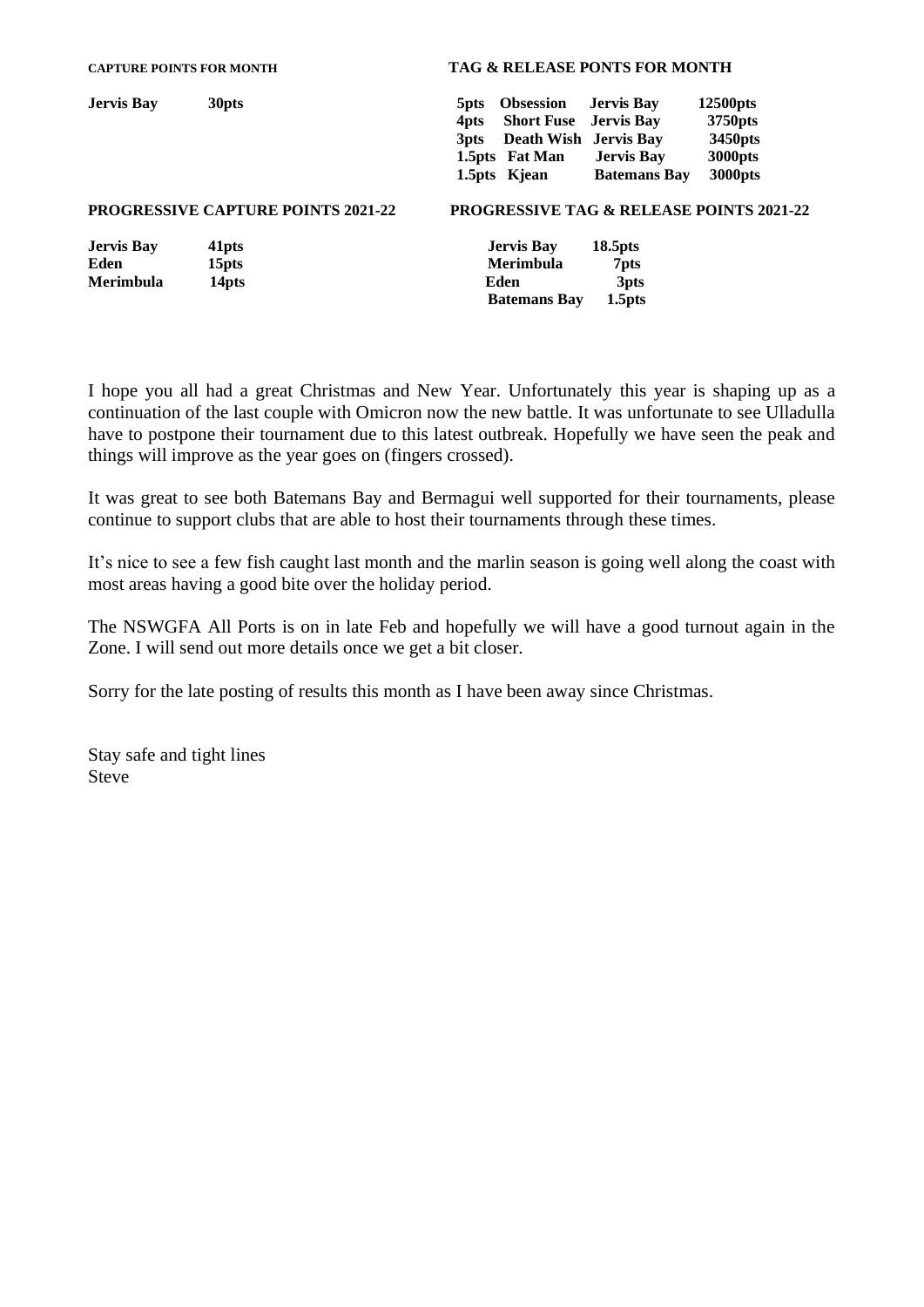**CAPTURE POINTS FOR MONTH**

| | |
|---|---|
| **Jervis Bay** | **30pts** |

**TAG & RELEASE PONTS FOR MONTH**

| | | | |
|---|---|---|---|
| **5pts** | **Obsession** | **Jervis Bay** | **12500pts** |
| **4pts** | **Short Fuse** | **Jervis Bay** | **3750pts** |
| **3pts** | **Death Wish** | **Jervis Bay** | **3450pts** |
| **1.5pts** | **Fat Man** | **Jervis Bay** | **3000pts** |
| **1.5pts** | **Kjean** | **Batemans Bay** | **3000pts** |

**PROGRESSIVE CAPTURE POINTS 2021-22**

| | |
|---|---|
| **Jervis Bay** | **41pts** |
| **Eden** | **15pts** |
| **Merimbula** | **14pts** |

**PROGRESSIVE TAG & RELEASE POINTS 2021-22**

| | |
|---|---|
| **Jervis Bay** | **18.5pts** |
| **Merimbula** | **7pts** |
| **Eden** | **3pts** |
| **Batemans Bay** | **1.5pts** |

I hope you all had a great Christmas and New Year. Unfortunately this year is shaping up as a continuation of the last couple with Omicron now the new battle. It was unfortunate to see Ulladulla have to postpone their tournament due to this latest outbreak. Hopefully we have seen the peak and things will improve as the year goes on (fingers crossed).

It was great to see both Batemans Bay and Bermagui well supported for their tournaments, please continue to support clubs that are able to host their tournaments through these times.

It's nice to see a few fish caught last month and the marlin season is going well along the coast with most areas having a good bite over the holiday period.

The NSWGFA All Ports is on in late Feb and hopefully we will have a good turnout again in the Zone. I will send out more details once we get a bit closer.

Sorry for the late posting of results this month as I have been away since Christmas.

Stay safe and tight lines
Steve